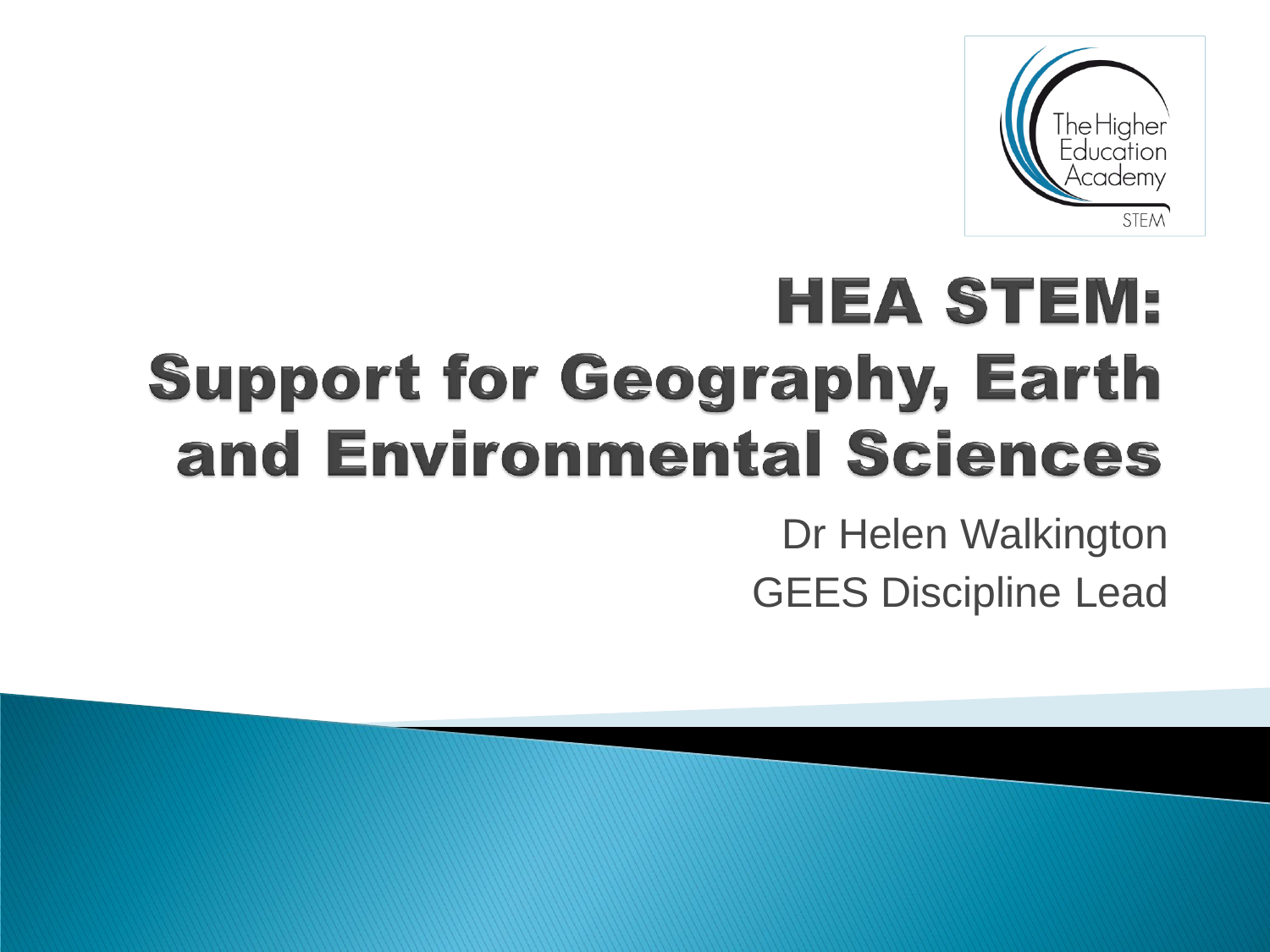# HEA STEM: Support for Geography, Earth and Environmental Sciences

Dr Helen Walkington

GEES Discipline Lead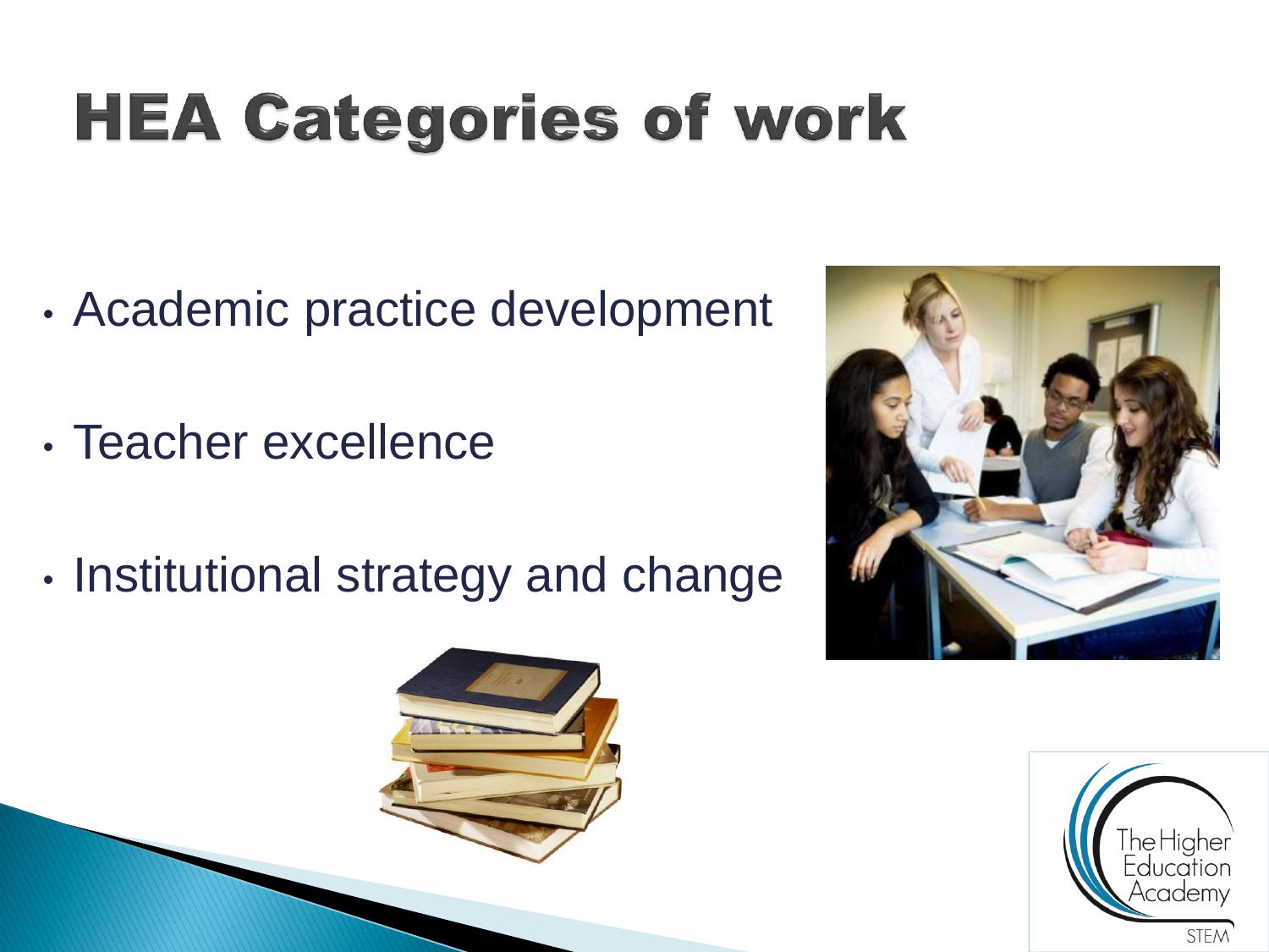# HEA Categories of work

- Academic practice development
- Teacher excellence
- Institutional strategy and change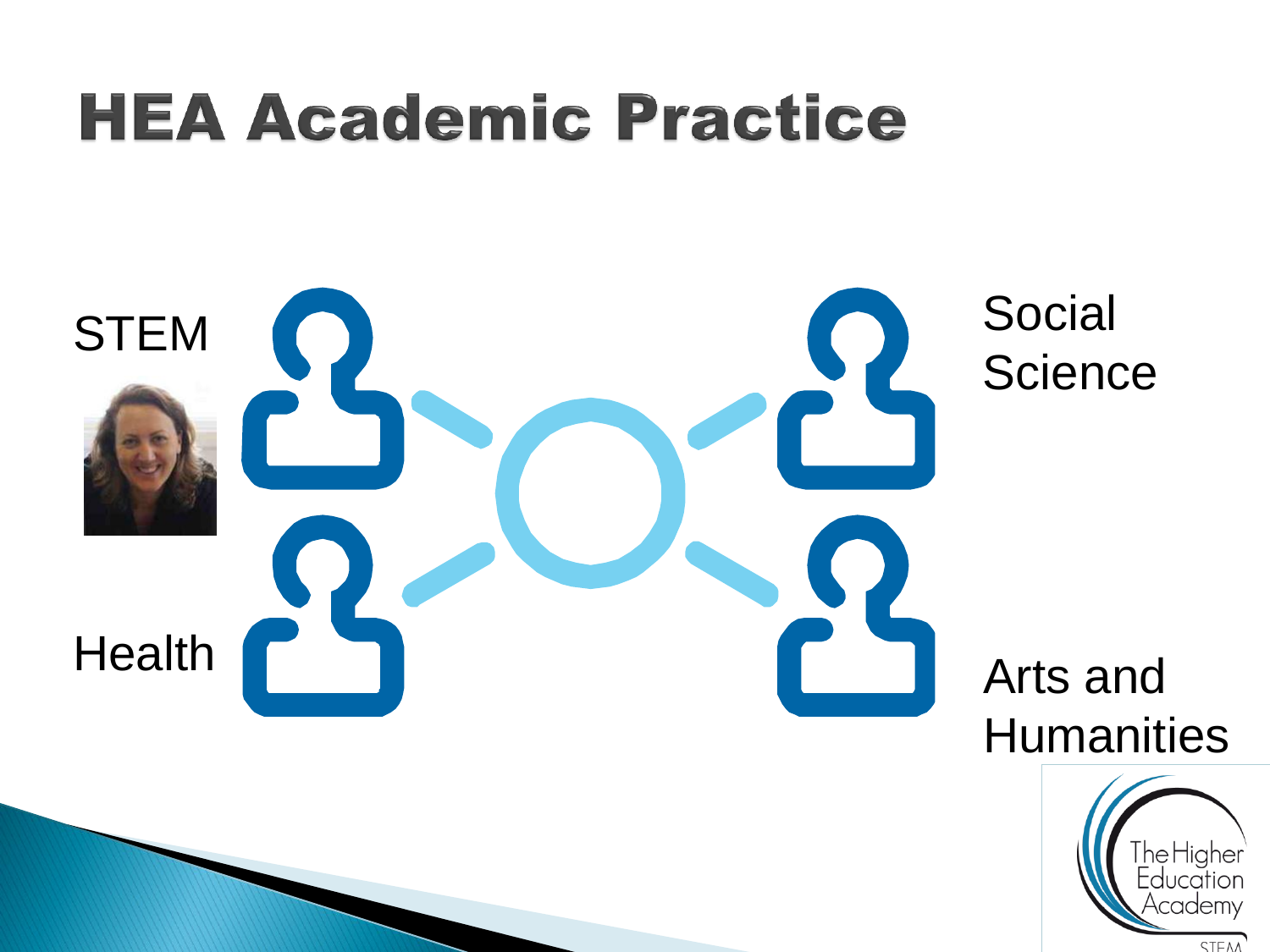# HEA Academic Practice

STEM

Health

Social Science

Arts and Humanities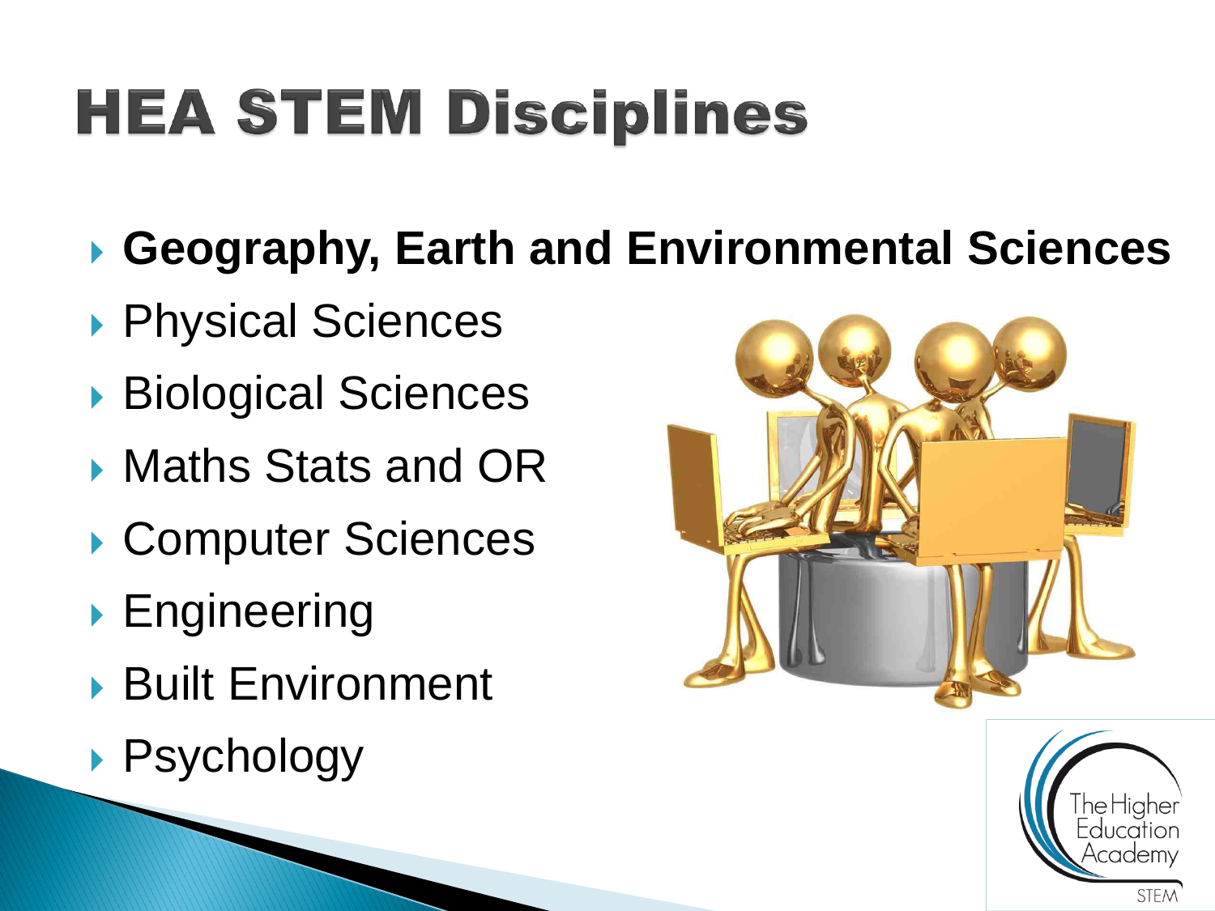# HEA STEM Disciplines

- **Geography, Earth and Environmental Sciences**
- Physical Sciences
- Biological Sciences
- Maths Stats and OR
- Computer Sciences
- Engineering
- Built Environment
- Psychology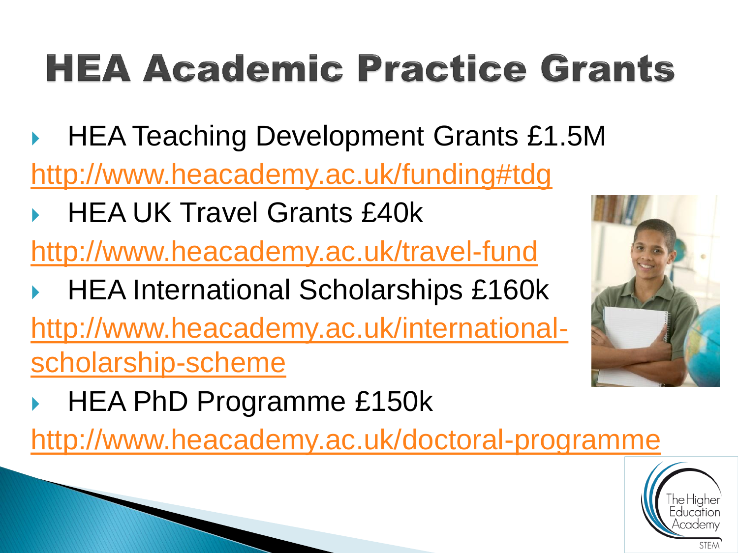# HEA Academic Practice Grants

- HEA Teaching Development Grants £1.5M

http://www.heacademy.ac.uk/funding#tdg

- HEA UK Travel Grants £40k

http://www.heacademy.ac.uk/travel-fund

- HEA International Scholarships £160k

http://www.heacademy.ac.uk/international-scholarship-scheme

- HEA PhD Programme £150k

http://www.heacademy.ac.uk/doctoral-programme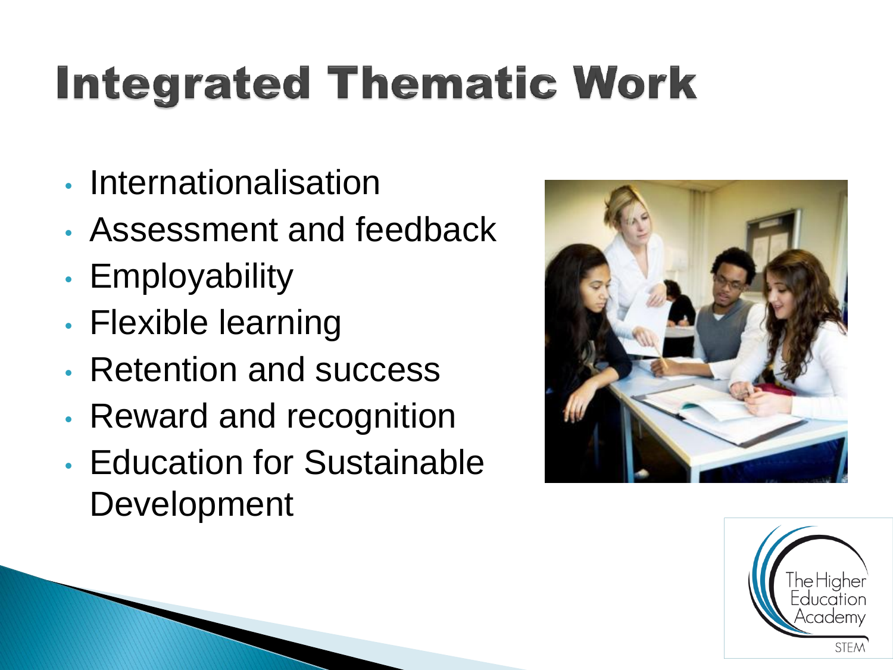# Integrated Thematic Work

- Internationalisation
- Assessment and feedback
- Employability
- Flexible learning
- Retention and success
- Reward and recognition
- Education for Sustainable Development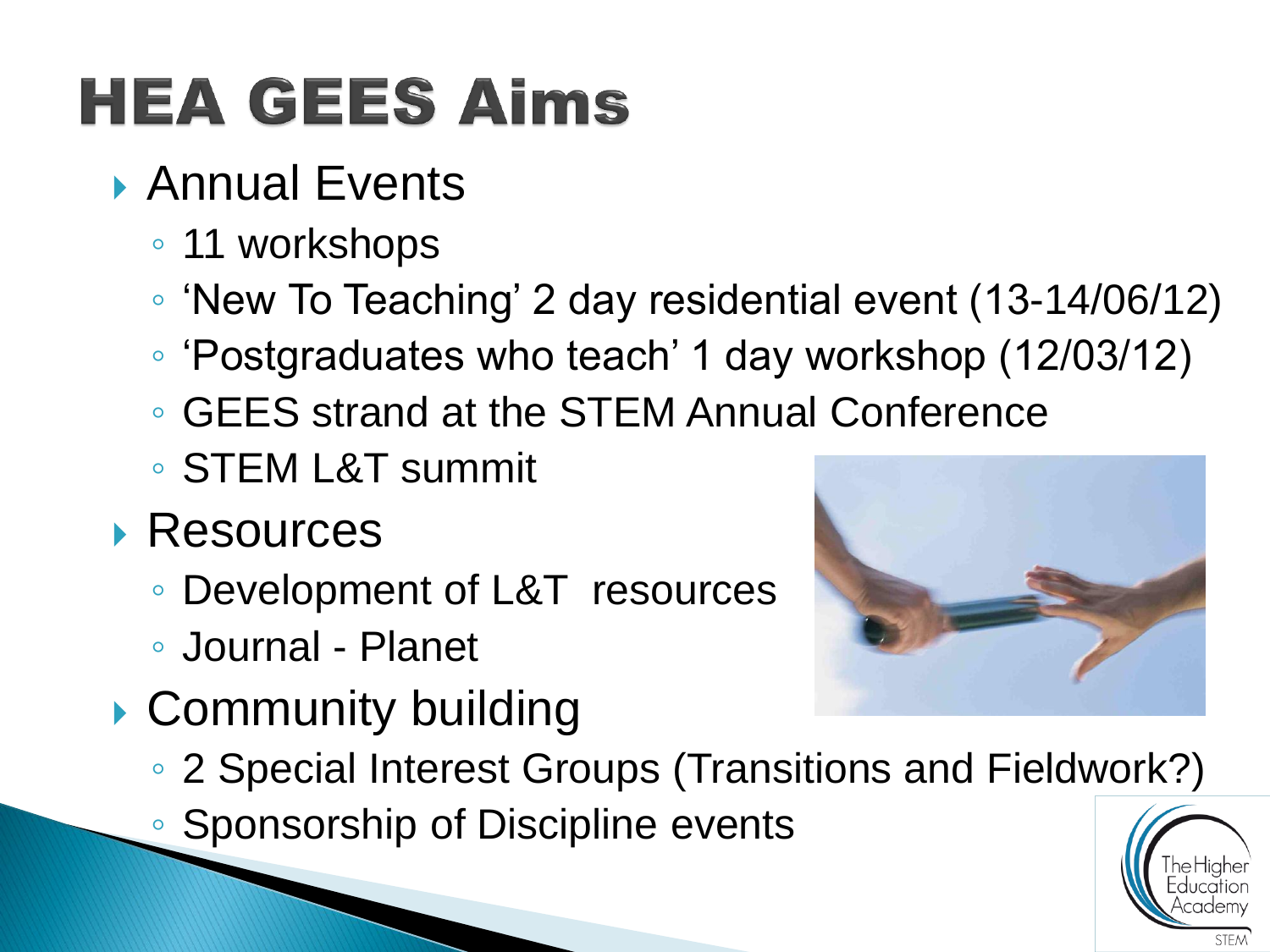# HEA GEES Aims

- Annual Events
  - 11 workshops
  - 'New To Teaching' 2 day residential event (13-14/06/12)
  - 'Postgraduates who teach' 1 day workshop (12/03/12)
  - GEES strand at the STEM Annual Conference
  - STEM L&T summit
- Resources
  - Development of L&T resources
  - Journal - Planet
- Community building
  - 2 Special Interest Groups (Transitions and Fieldwork?)
  - Sponsorship of Discipline events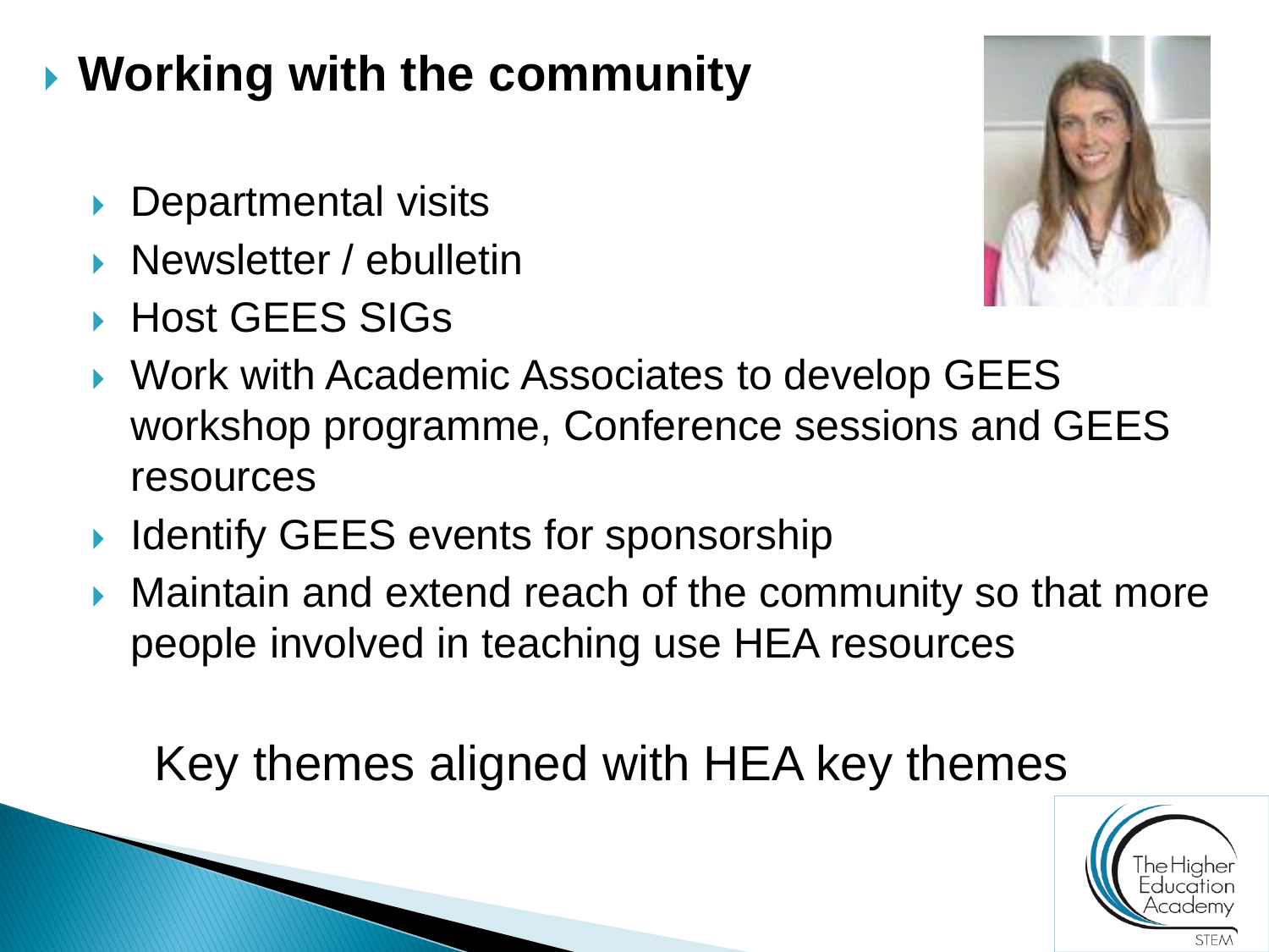# Working with the community

- Departmental visits
- Newsletter / ebulletin
- Host GEES SIGs
- Work with Academic Associates to develop GEES workshop programme, Conference sessions and GEES resources
- Identify GEES events for sponsorship
- Maintain and extend reach of the community so that more people involved in teaching use HEA resources

Key themes aligned with HEA key themes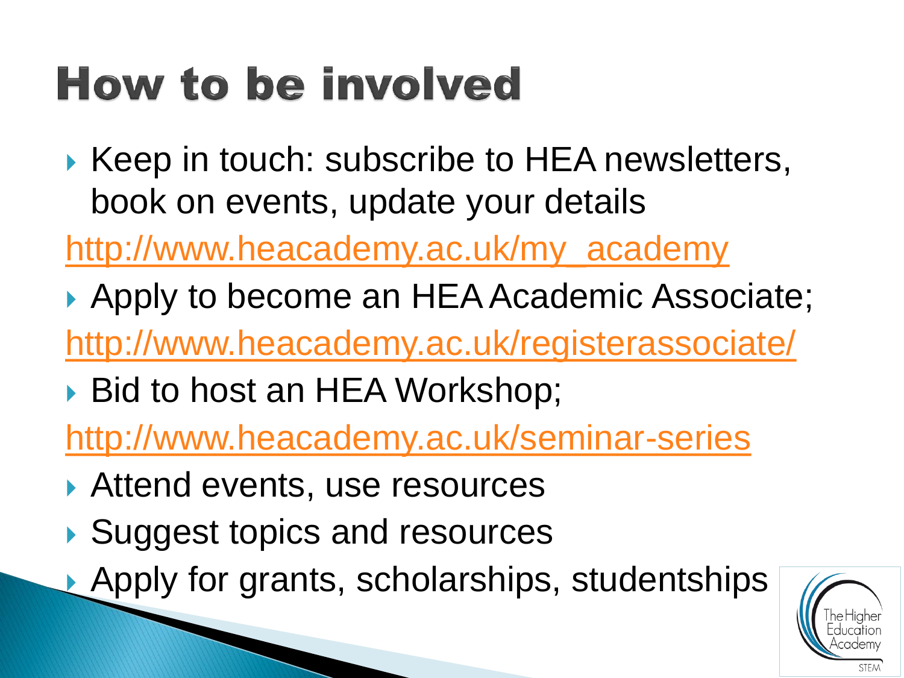# How to be involved

- Keep in touch: subscribe to HEA newsletters, book on events, update your details

http://www.heacademy.ac.uk/my_academy

- Apply to become an HEA Academic Associate;

http://www.heacademy.ac.uk/registerassociate/

- Bid to host an HEA Workshop;

http://www.heacademy.ac.uk/seminar-series

- Attend events, use resources
- Suggest topics and resources
- Apply for grants, scholarships, studentships

The Higher Education Academy
STEM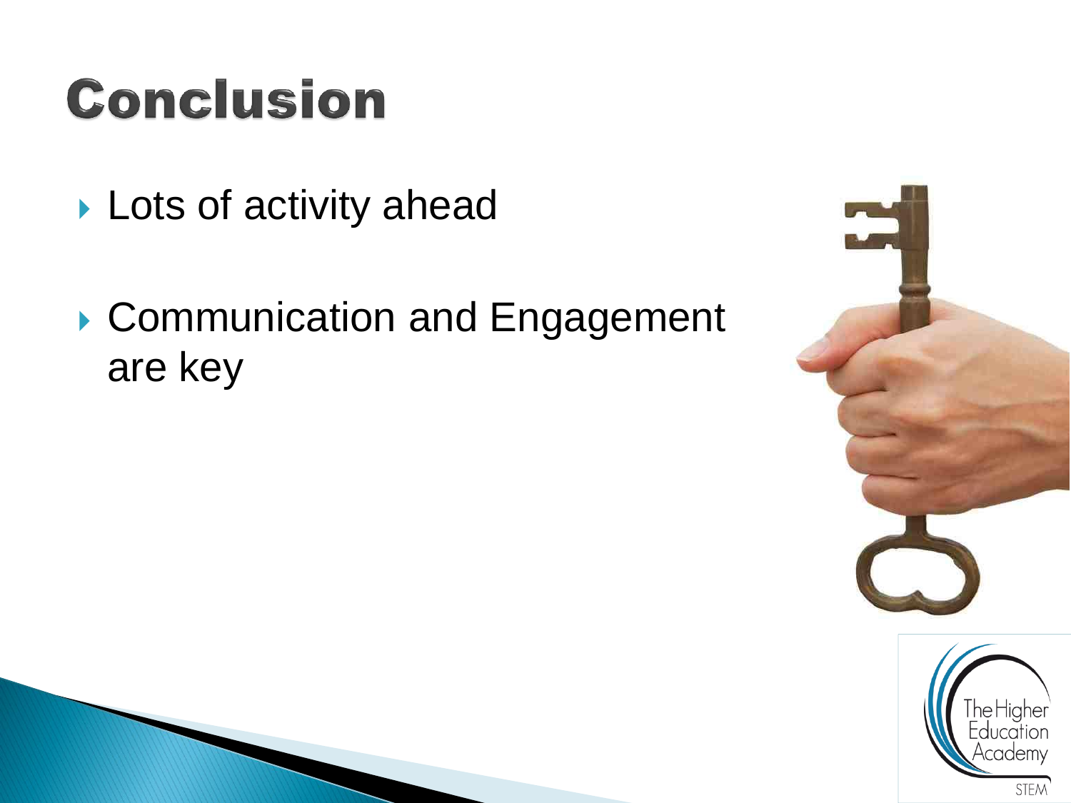# Conclusion

- Lots of activity ahead
- Communication and Engagement are key